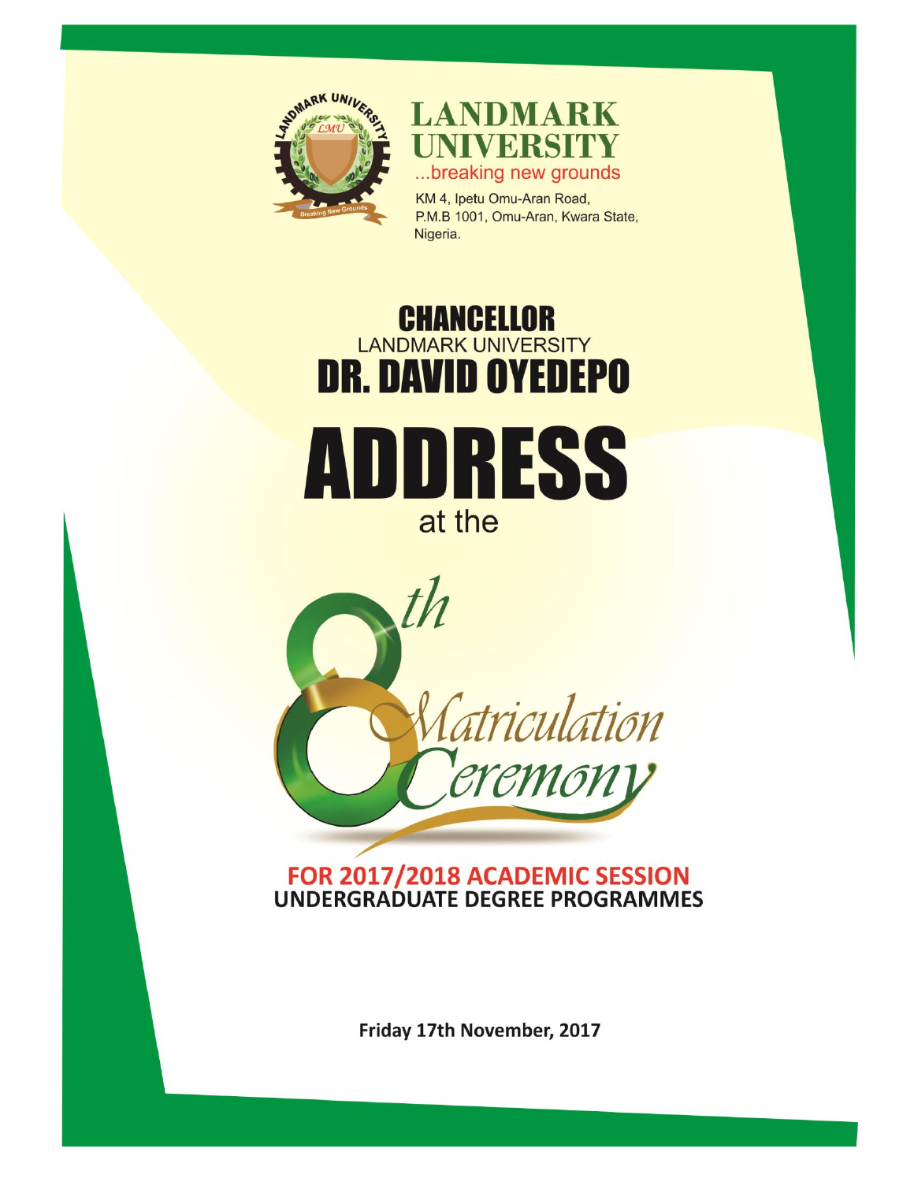# LANDMARK UNIVERSITY

...breaking new grounds

KM 4, Ipetu Omu-Aran Road,
P.M.B 1001, Omu-Aran, Kwara State,
Nigeria.

## CHANCELLOR

LANDMARK UNIVERSITY

## DR. DAVID OYEDEPO

# ADDRESS

at the

## 8th Matriculation Ceremony

**FOR 2017/2018 ACADEMIC SESSION**
**UNDERGRADUATE DEGREE PROGRAMMES**

**Friday 17th November, 2017**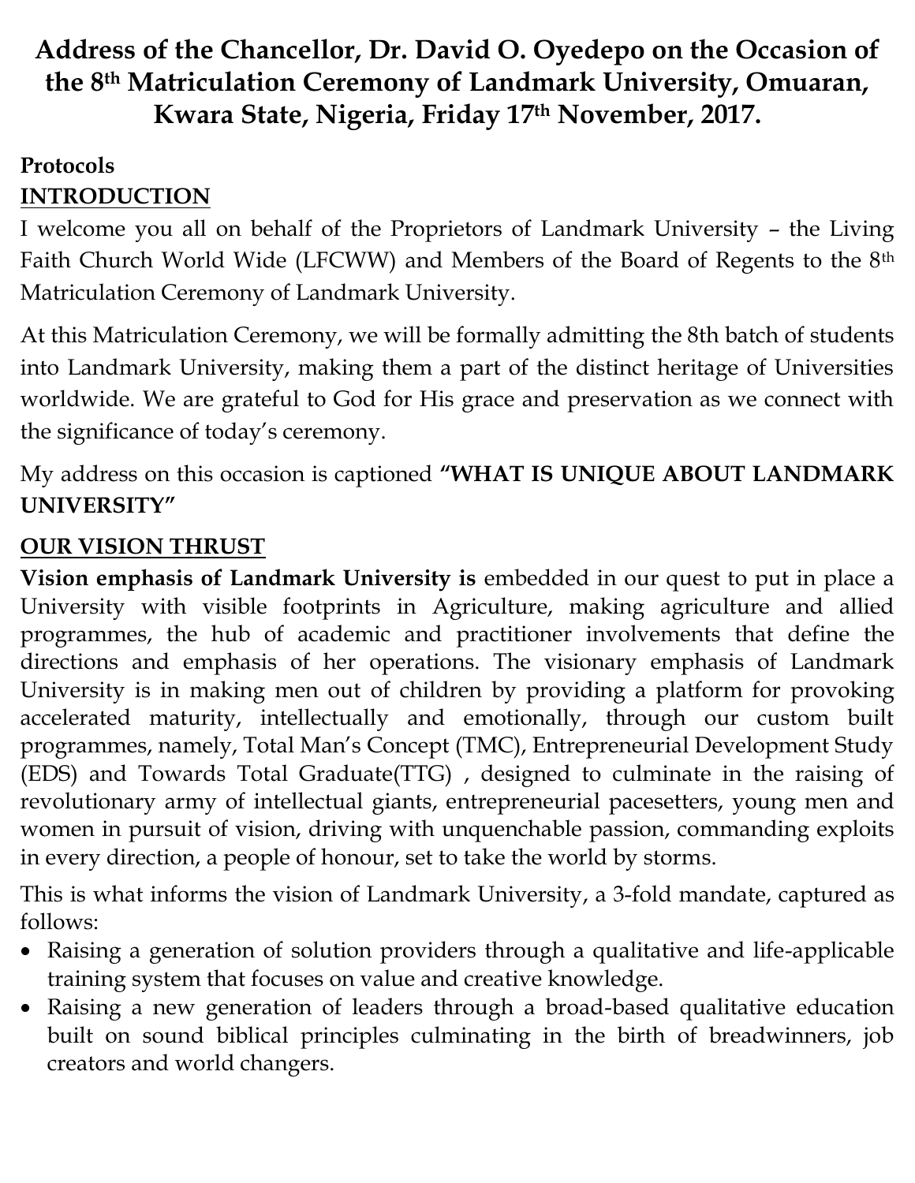# Address of the Chancellor, Dr. David O. Oyedepo on the Occasion of the 8th Matriculation Ceremony of Landmark University, Omuaran, Kwara State, Nigeria, Friday 17th November, 2017.

**Protocols**

## INTRODUCTION

I welcome you all on behalf of the Proprietors of Landmark University – the Living Faith Church World Wide (LFCWW) and Members of the Board of Regents to the 8th Matriculation Ceremony of Landmark University.

At this Matriculation Ceremony, we will be formally admitting the 8th batch of students into Landmark University, making them a part of the distinct heritage of Universities worldwide. We are grateful to God for His grace and preservation as we connect with the significance of today's ceremony.

My address on this occasion is captioned **"WHAT IS UNIQUE ABOUT LANDMARK UNIVERSITY"**

## OUR VISION THRUST

**Vision emphasis of Landmark University is** embedded in our quest to put in place a University with visible footprints in Agriculture, making agriculture and allied programmes, the hub of academic and practitioner involvements that define the directions and emphasis of her operations. The visionary emphasis of Landmark University is in making men out of children by providing a platform for provoking accelerated maturity, intellectually and emotionally, through our custom built programmes, namely, Total Man's Concept (TMC), Entrepreneurial Development Study (EDS) and Towards Total Graduate(TTG) , designed to culminate in the raising of revolutionary army of intellectual giants, entrepreneurial pacesetters, young men and women in pursuit of vision, driving with unquenchable passion, commanding exploits in every direction, a people of honour, set to take the world by storms.

This is what informs the vision of Landmark University, a 3-fold mandate, captured as follows:

- Raising a generation of solution providers through a qualitative and life-applicable training system that focuses on value and creative knowledge.
- Raising a new generation of leaders through a broad-based qualitative education built on sound biblical principles culminating in the birth of breadwinners, job creators and world changers.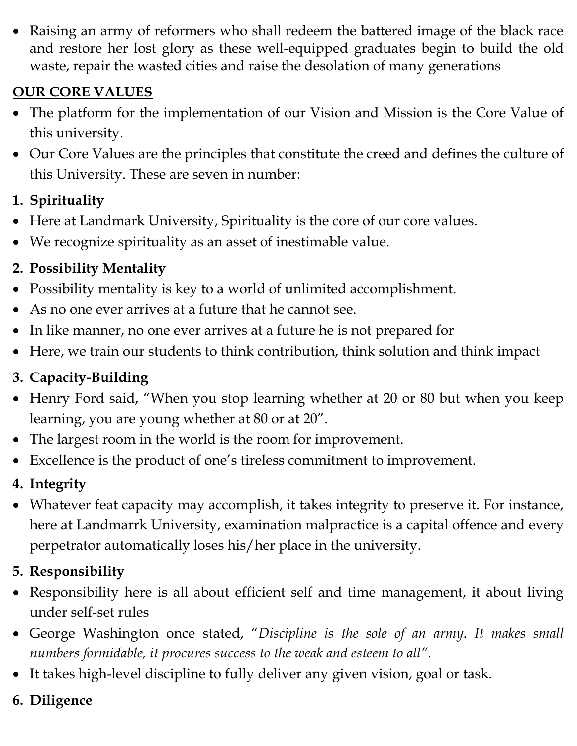- Raising an army of reformers who shall redeem the battered image of the black race and restore her lost glory as these well-equipped graduates begin to build the old waste, repair the wasted cities and raise the desolation of many generations

## OUR CORE VALUES

- The platform for the implementation of our Vision and Mission is the Core Value of this university.
- Our Core Values are the principles that constitute the creed and defines the culture of this University. These are seven in number:

### 1. Spirituality

- Here at Landmark University, Spirituality is the core of our core values.
- We recognize spirituality as an asset of inestimable value.

### 2. Possibility Mentality

- Possibility mentality is key to a world of unlimited accomplishment.
- As no one ever arrives at a future that he cannot see.
- In like manner, no one ever arrives at a future he is not prepared for
- Here, we train our students to think contribution, think solution and think impact

### 3. Capacity-Building

- Henry Ford said, "When you stop learning whether at 20 or 80 but when you keep learning, you are young whether at 80 or at 20".
- The largest room in the world is the room for improvement.
- Excellence is the product of one's tireless commitment to improvement.

### 4. Integrity

- Whatever feat capacity may accomplish, it takes integrity to preserve it. For instance, here at Landmarrk University, examination malpractice is a capital offence and every perpetrator automatically loses his/her place in the university.

### 5. Responsibility

- Responsibility here is all about efficient self and time management, it about living under self-set rules
- George Washington once stated, "*Discipline is the sole of an army. It makes small numbers formidable, it procures success to the weak and esteem to all*".
- It takes high-level discipline to fully deliver any given vision, goal or task.

### 6. Diligence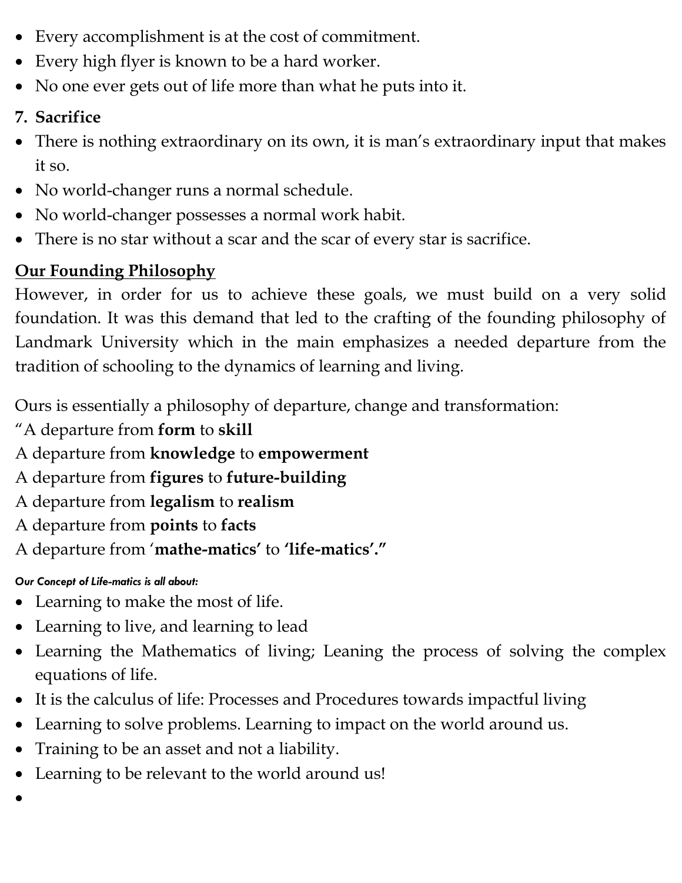- Every accomplishment is at the cost of commitment.
- Every high flyer is known to be a hard worker.
- No one ever gets out of life more than what he puts into it.

**7. Sacrifice**

- There is nothing extraordinary on its own, it is man's extraordinary input that makes it so.
- No world-changer runs a normal schedule.
- No world-changer possesses a normal work habit.
- There is no star without a scar and the scar of every star is sacrifice.

## <u>Our Founding Philosophy</u>

However, in order for us to achieve these goals, we must build on a very solid foundation. It was this demand that led to the crafting of the founding philosophy of Landmark University which in the main emphasizes a needed departure from the tradition of schooling to the dynamics of learning and living.

Ours is essentially a philosophy of departure, change and transformation:

"A departure from **form** to **skill**
A departure from **knowledge** to **empowerment**
A departure from **figures** to **future-building**
A departure from **legalism** to **realism**
A departure from **points** to **facts**
A departure from '**mathe-matics'** to **'life-matics'."**

***Our Concept of Life-matics is all about:***

- Learning to make the most of life.
- Learning to live, and learning to lead
- Learning the Mathematics of living; Leaning the process of solving the complex equations of life.
- It is the calculus of life: Processes and Procedures towards impactful living
- Learning to solve problems. Learning to impact on the world around us.
- Training to be an asset and not a liability.
- Learning to be relevant to the world around us!
-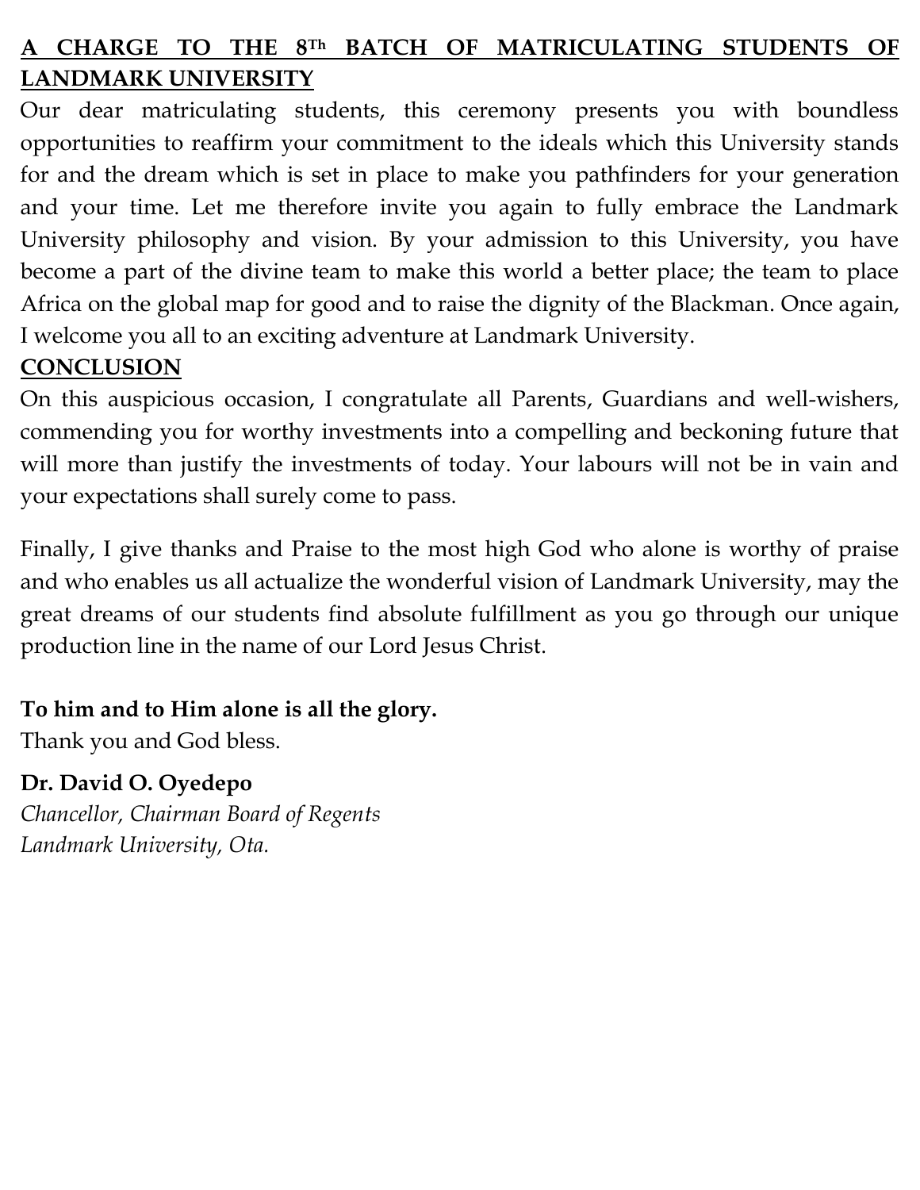**A CHARGE TO THE 8[Th] BATCH OF MATRICULATING STUDENTS OF LANDMARK UNIVERSITY**

Our dear matriculating students, this ceremony presents you with boundless opportunities to reaffirm your commitment to the ideals which this University stands for and the dream which is set in place to make you pathfinders for your generation and your time. Let me therefore invite you again to fully embrace the Landmark University philosophy and vision. By your admission to this University, you have become a part of the divine team to make this world a better place; the team to place Africa on the global map for good and to raise the dignity of the Blackman. Once again, I welcome you all to an exciting adventure at Landmark University.

**CONCLUSION**

On this auspicious occasion, I congratulate all Parents, Guardians and well-wishers, commending you for worthy investments into a compelling and beckoning future that will more than justify the investments of today. Your labours will not be in vain and your expectations shall surely come to pass.

Finally, I give thanks and Praise to the most high God who alone is worthy of praise and who enables us all actualize the wonderful vision of Landmark University, may the great dreams of our students find absolute fulfillment as you go through our unique production line in the name of our Lord Jesus Christ.

**To him and to Him alone is all the glory.**

Thank you and God bless.

**Dr. David O. Oyedepo**

*Chancellor, Chairman Board of Regents*

*Landmark University, Ota.*